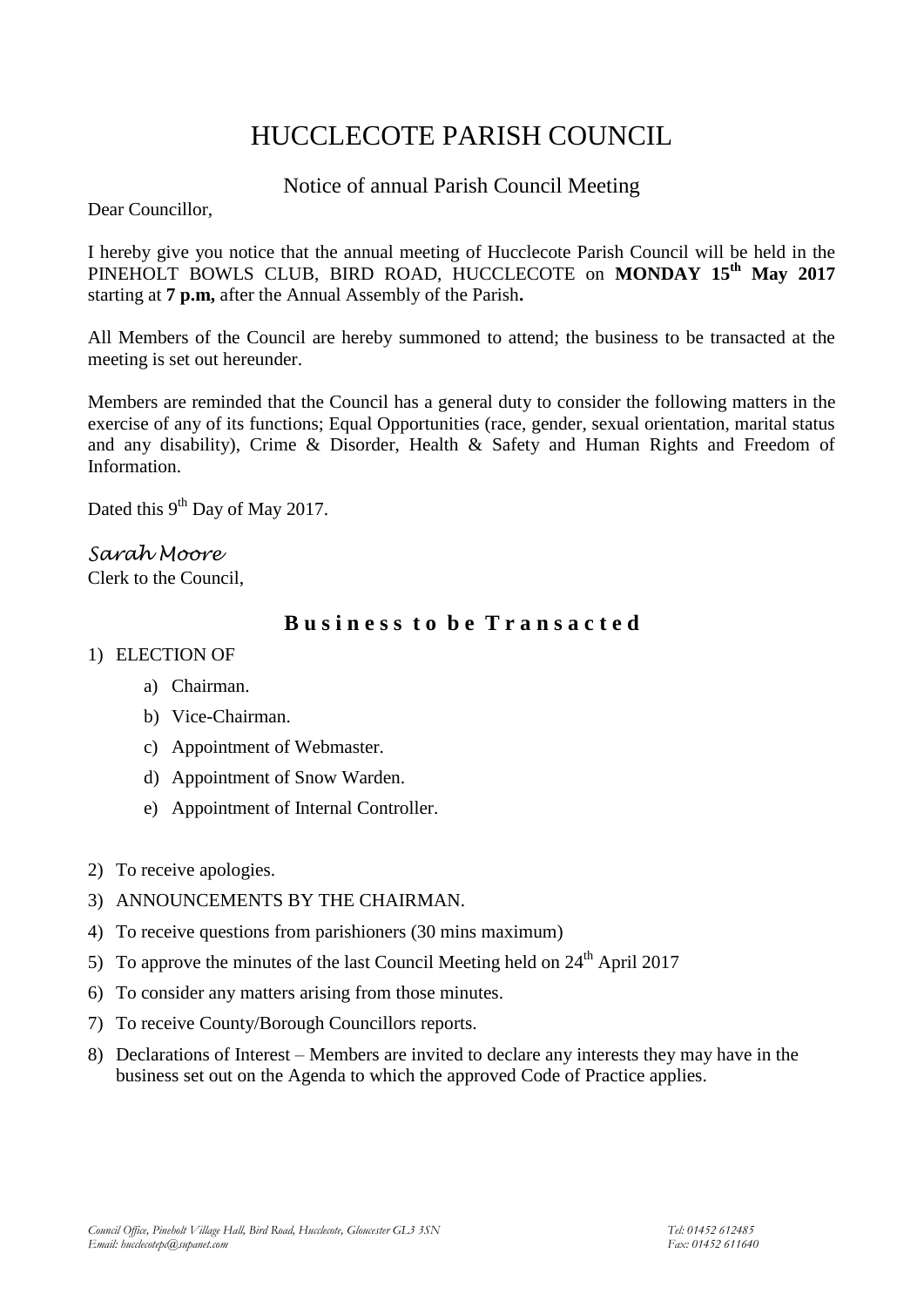# HUCCLECOTE PARISH COUNCIL

## Notice of annual Parish Council Meeting

Dear Councillor,

I hereby give you notice that the annual meeting of Hucclecote Parish Council will be held in the PINEHOLT BOWLS CLUB, BIRD ROAD, HUCCLECOTE on **MONDAY 15th May 2017** starting at **7 p.m,** after the Annual Assembly of the Parish**.**

All Members of the Council are hereby summoned to attend; the business to be transacted at the meeting is set out hereunder.

Members are reminded that the Council has a general duty to consider the following matters in the exercise of any of its functions; Equal Opportunities (race, gender, sexual orientation, marital status and any disability), Crime & Disorder, Health & Safety and Human Rights and Freedom of Information.

Dated this 9th Day of May 2017.

*Sarah Moore*
Clerk to the Council,

## Business to be Transacted

1) ELECTION OF
   a) Chairman.
   b) Vice-Chairman.
   c) Appointment of Webmaster.
   d) Appointment of Snow Warden.
   e) Appointment of Internal Controller.

2) To receive apologies.
3) ANNOUNCEMENTS BY THE CHAIRMAN.
4) To receive questions from parishioners (30 mins maximum)
5) To approve the minutes of the last Council Meeting held on 24th April 2017
6) To consider any matters arising from those minutes.
7) To receive County/Borough Councillors reports.
8) Declarations of Interest – Members are invited to declare any interests they may have in the business set out on the Agenda to which the approved Code of Practice applies.

*Council Office, Pineholt Village Hall, Bird Road, Hucclecote, Gloucester GL3 3SN* *Tel: 01452 612485*
*Email: hucclecotepc@supanet.com* *Fax: 01452 611640*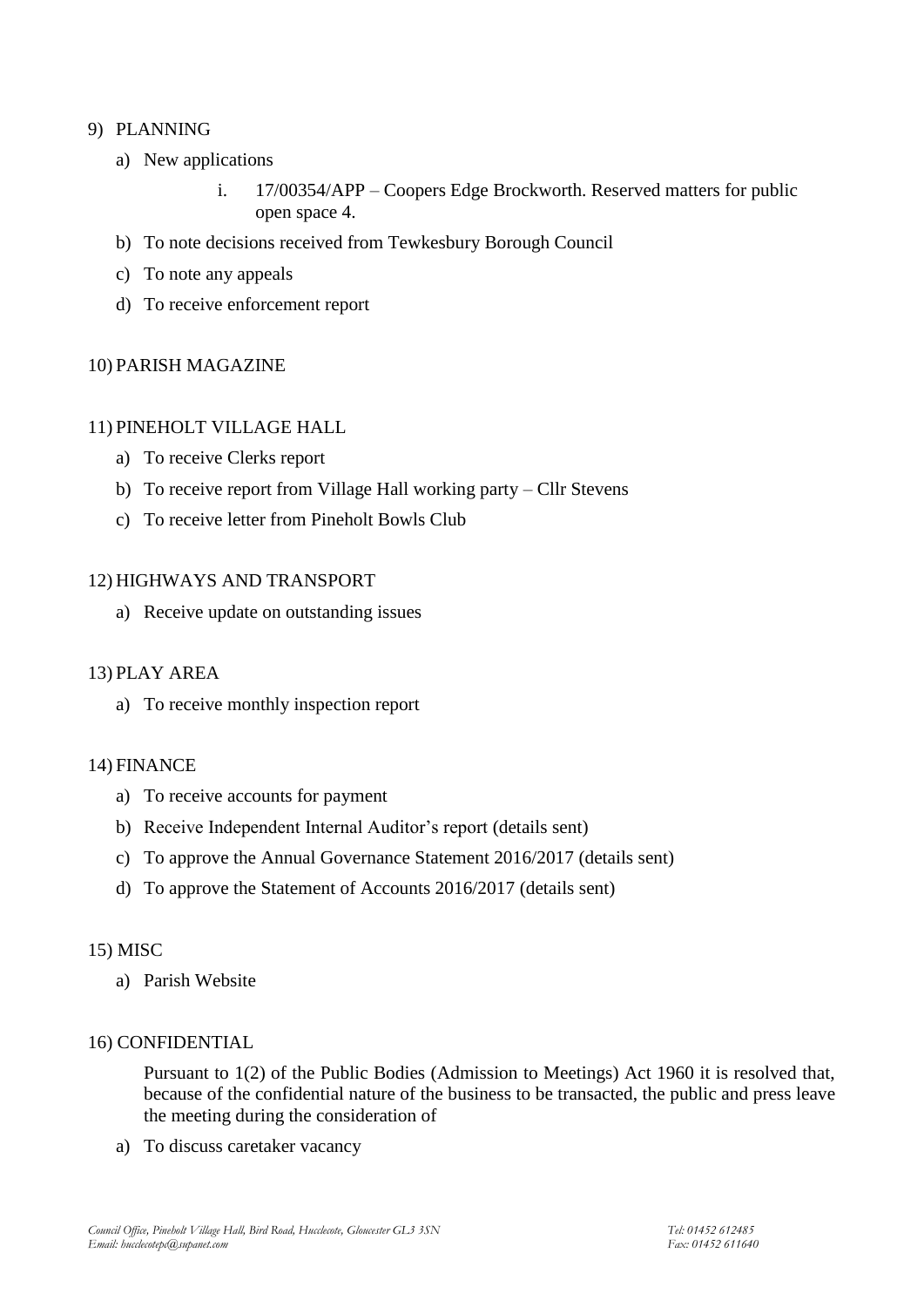9) PLANNING

   a) New applications

      i. 17/00354/APP – Coopers Edge Brockworth. Reserved matters for public open space 4.

   b) To note decisions received from Tewkesbury Borough Council

   c) To note any appeals

   d) To receive enforcement report

10) PARISH MAGAZINE

11) PINEHOLT VILLAGE HALL

   a) To receive Clerks report

   b) To receive report from Village Hall working party – Cllr Stevens

   c) To receive letter from Pineholt Bowls Club

12) HIGHWAYS AND TRANSPORT

   a) Receive update on outstanding issues

13) PLAY AREA

   a) To receive monthly inspection report

14) FINANCE

   a) To receive accounts for payment

   b) Receive Independent Internal Auditor's report (details sent)

   c) To approve the Annual Governance Statement 2016/2017 (details sent)

   d) To approve the Statement of Accounts 2016/2017 (details sent)

15) MISC

   a) Parish Website

16) CONFIDENTIAL

   Pursuant to 1(2) of the Public Bodies (Admission to Meetings) Act 1960 it is resolved that, because of the confidential nature of the business to be transacted, the public and press leave the meeting during the consideration of

   a) To discuss caretaker vacancy

*Council Office, Pineholt Village Hall, Bird Road, Hucclecote, Gloucester GL3 3SN* *Tel: 01452 612485*
*Email: hucclecotepc@supanet.com* *Fax: 01452 611640*